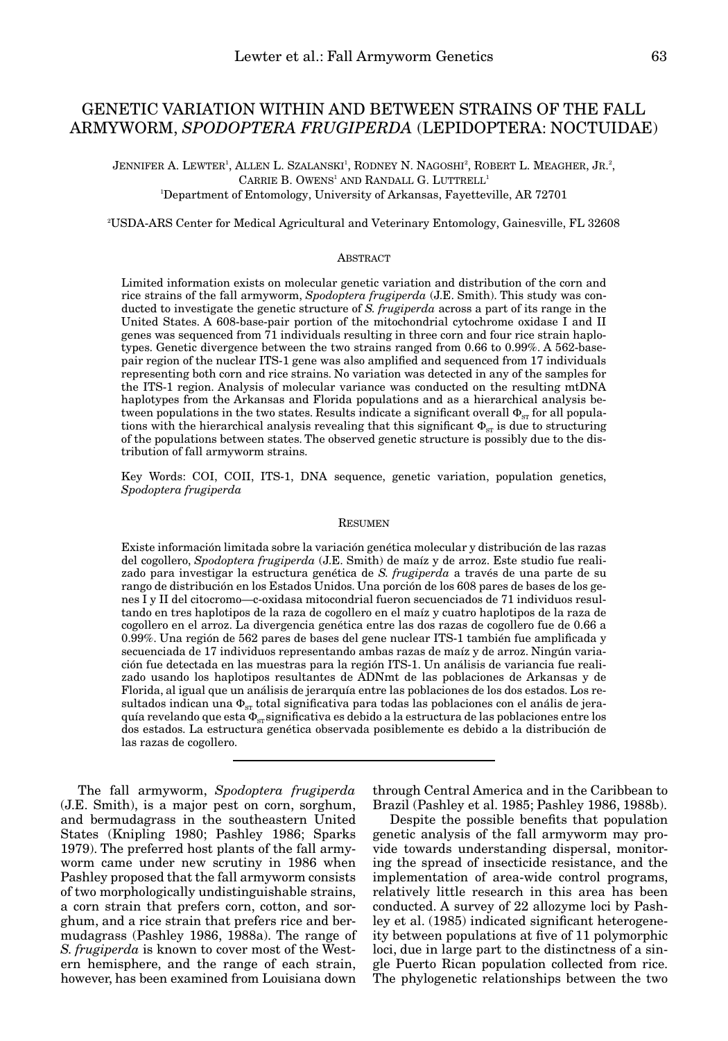# GENETIC VARIATION WITHIN AND BETWEEN STRAINS OF THE FALL ARMYWORM, *SPODOPTERA FRUGIPERDA* (LEPIDOPTERA: NOCTUIDAE)

JENNIFER A. LEWTER[1], ALLEN L. SZALANSKI[1], RODNEY N. NAGOSHI[2], ROBERT L. MEAGHER, JR.[2], CARRIE B. OWENS[1] AND RANDALL G. LUTTRELL[1]

[1]Department of Entomology, University of Arkansas, Fayetteville, AR 72701

[2]USDA-ARS Center for Medical Agricultural and Veterinary Entomology, Gainesville, FL 32608

## ABSTRACT

Limited information exists on molecular genetic variation and distribution of the corn and rice strains of the fall armyworm, *Spodoptera frugiperda* (J.E. Smith). This study was conducted to investigate the genetic structure of *S. frugiperda* across a part of its range in the United States. A 608-base-pair portion of the mitochondrial cytochrome oxidase I and II genes was sequenced from 71 individuals resulting in three corn and four rice strain haplotypes. Genetic divergence between the two strains ranged from 0.66 to 0.99%. A 562-base-pair region of the nuclear ITS-1 gene was also amplified and sequenced from 17 individuals representing both corn and rice strains. No variation was detected in any of the samples for the ITS-1 region. Analysis of molecular variance was conducted on the resulting mtDNA haplotypes from the Arkansas and Florida populations and as a hierarchical analysis between populations in the two states. Results indicate a significant overall $\Phi_{ST}$ for all populations with the hierarchical analysis revealing that this significant $\Phi_{ST}$ is due to structuring of the populations between states. The observed genetic structure is possibly due to the distribution of fall armyworm strains.

Key Words: COI, COII, ITS-1, DNA sequence, genetic variation, population genetics, *Spodoptera frugiperda*

## RESUMEN

Existe información limitada sobre la variación genética molecular y distribución de las razas del cogollero, *Spodoptera frugiperda* (J.E. Smith) de maíz y de arroz. Este studio fue realizado para investigar la estructura genética de *S. frugiperda* a través de una parte de su rango de distribución en los Estados Unidos. Una porción de los 608 pares de bases de los genes I y II del citocromo—c-oxidasa mitocondrial fueron secuenciados de 71 individuos resultando en tres haplotipos de la raza de cogollero en el maíz y cuatro haplotipos de la raza de cogollero en el arroz. La divergencia genética entre las dos razas de cogollero fue de 0.66 a 0.99%. Una región de 562 pares de bases del gene nuclear ITS-1 también fue amplificada y secuenciada de 17 individuos representando ambas razas de maíz y de arroz. Ningún variación fue detectada en las muestras para la región ITS-1. Un análisis de variancia fue realizado usando los haplotipos resultantes de ADNmt de las poblaciones de Arkansas y de Florida, al igual que un análisis de jerarquía entre las poblaciones de los dos estados. Los resultados indican una $\Phi_{ST}$ total significativa para todas las poblaciones con el anális de jerarquía revelando que esta $\Phi_{ST}$ significativa es debido a la estructura de las poblaciones entre los dos estados. La estructura genética observada posiblemente es debido a la distribución de las razas de cogollero.

---

The fall armyworm, *Spodoptera frugiperda* (J.E. Smith), is a major pest on corn, sorghum, and bermudagrass in the southeastern United States (Knipling 1980; Pashley 1986; Sparks 1979). The preferred host plants of the fall armyworm came under new scrutiny in 1986 when Pashley proposed that the fall armyworm consists of two morphologically undistinguishable strains, a corn strain that prefers corn, cotton, and sorghum, and a rice strain that prefers rice and bermudagrass (Pashley 1986, 1988a). The range of *S. frugiperda* is known to cover most of the Western hemisphere, and the range of each strain, however, has been examined from Louisiana down through Central America and in the Caribbean to Brazil (Pashley et al. 1985; Pashley 1986, 1988b).

Despite the possible benefits that population genetic analysis of the fall armyworm may provide towards understanding dispersal, monitoring the spread of insecticide resistance, and the implementation of area-wide control programs, relatively little research in this area has been conducted. A survey of 22 allozyme loci by Pashley et al. (1985) indicated significant heterogeneity between populations at five of 11 polymorphic loci, due in large part to the distinctness of a single Puerto Rican population collected from rice. The phylogenetic relationships between the two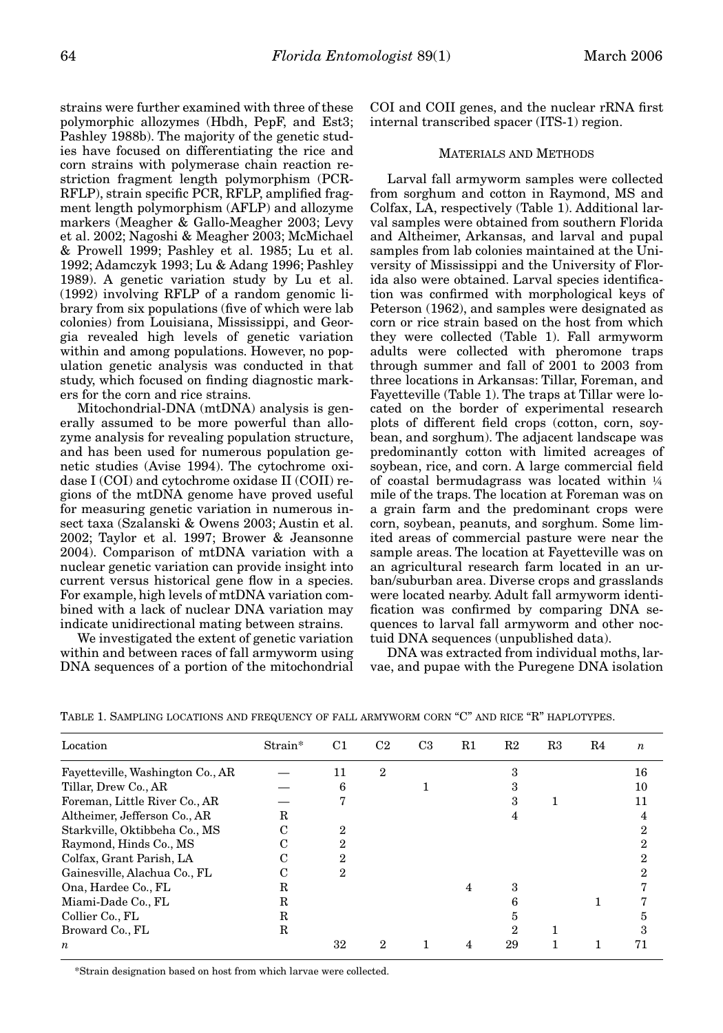strains were further examined with three of these polymorphic allozymes (Hbdh, PepF, and Est3; Pashley 1988b). The majority of the genetic studies have focused on differentiating the rice and corn strains with polymerase chain reaction restriction fragment length polymorphism (PCR-RFLP), strain specific PCR, RFLP, amplified fragment length polymorphism (AFLP) and allozyme markers (Meagher & Gallo-Meagher 2003; Levy et al. 2002; Nagoshi & Meagher 2003; McMichael & Prowell 1999; Pashley et al. 1985; Lu et al. 1992; Adamczyk 1993; Lu & Adang 1996; Pashley 1989). A genetic variation study by Lu et al. (1992) involving RFLP of a random genomic library from six populations (five of which were lab colonies) from Louisiana, Mississippi, and Georgia revealed high levels of genetic variation within and among populations. However, no population genetic analysis was conducted in that study, which focused on finding diagnostic markers for the corn and rice strains.

Mitochondrial-DNA (mtDNA) analysis is generally assumed to be more powerful than allozyme analysis for revealing population structure, and has been used for numerous population genetic studies (Avise 1994). The cytochrome oxidase I (COI) and cytochrome oxidase II (COII) regions of the mtDNA genome have proved useful for measuring genetic variation in numerous insect taxa (Szalanski & Owens 2003; Austin et al. 2002; Taylor et al. 1997; Brower & Jeansonne 2004). Comparison of mtDNA variation with a nuclear genetic variation can provide insight into current versus historical gene flow in a species. For example, high levels of mtDNA variation combined with a lack of nuclear DNA variation may indicate unidirectional mating between strains.

We investigated the extent of genetic variation within and between races of fall armyworm using DNA sequences of a portion of the mitochondrial COI and COII genes, and the nuclear rRNA first internal transcribed spacer (ITS-1) region.

## Materials and Methods

Larval fall armyworm samples were collected from sorghum and cotton in Raymond, MS and Colfax, LA, respectively (Table 1). Additional larval samples were obtained from southern Florida and Altheimer, Arkansas, and larval and pupal samples from lab colonies maintained at the University of Mississippi and the University of Florida also were obtained. Larval species identification was confirmed with morphological keys of Peterson (1962), and samples were designated as corn or rice strain based on the host from which they were collected (Table 1). Fall armyworm adults were collected with pheromone traps through summer and fall of 2001 to 2003 from three locations in Arkansas: Tillar, Foreman, and Fayetteville (Table 1). The traps at Tillar were located on the border of experimental research plots of different field crops (cotton, corn, soybean, and sorghum). The adjacent landscape was predominantly cotton with limited acreages of soybean, rice, and corn. A large commercial field of coastal bermudagrass was located within ¼ mile of the traps. The location at Foreman was on a grain farm and the predominant crops were corn, soybean, peanuts, and sorghum. Some limited areas of commercial pasture were near the sample areas. The location at Fayetteville was on an agricultural research farm located in an urban/suburban area. Diverse crops and grasslands were located nearby. Adult fall armyworm identification was confirmed by comparing DNA sequences to larval fall armyworm and other noctuid DNA sequences (unpublished data).

DNA was extracted from individual moths, larvae, and pupae with the Puregene DNA isolation

Table 1. Sampling locations and frequency of fall armyworm corn "C" and rice "R" haplotypes.

| Location | Strain* | C1 | C2 | C3 | R1 | R2 | R3 | R4 | *n* |
|---|---|---|---|---|---|---|---|---|---|
| Fayetteville, Washington Co., AR | — | 11 | 2 | | | 3 | | | 16 |
| Tillar, Drew Co., AR | — | 6 | | 1 | | 3 | | | 10 |
| Foreman, Little River Co., AR | — | 7 | | | | 3 | 1 | | 11 |
| Altheimer, Jefferson Co., AR | R | | | | | 4 | | | 4 |
| Starkville, Oktibbeha Co., MS | C | 2 | | | | | | | 2 |
| Raymond, Hinds Co., MS | C | 2 | | | | | | | 2 |
| Colfax, Grant Parish, LA | C | 2 | | | | | | | 2 |
| Gainesville, Alachua Co., FL | C | 2 | | | | | | | 2 |
| Ona, Hardee Co., FL | R | | | | 4 | 3 | | | 7 |
| Miami-Dade Co., FL | R | | | | | 6 | | 1 | 7 |
| Collier Co., FL | R | | | | | 5 | | | 5 |
| Broward Co., FL | R | | | | | 2 | 1 | | 3 |
| *n* | | 32 | 2 | 1 | 4 | 29 | 1 | 1 | 71 |

*Strain designation based on host from which larvae were collected.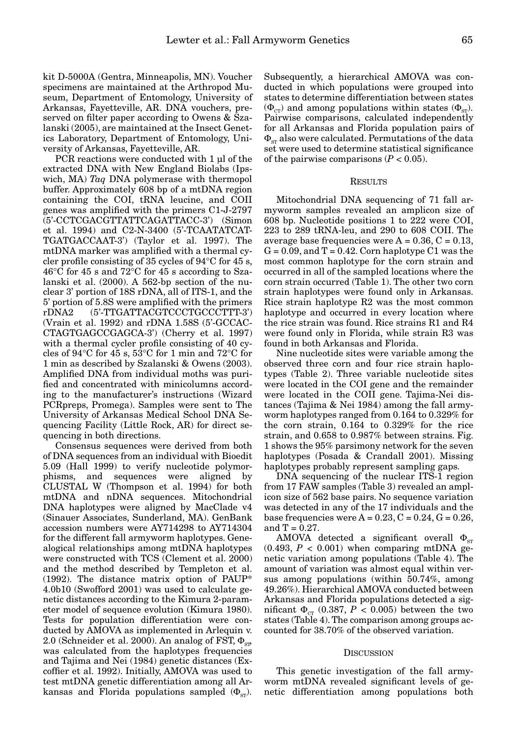kit D-5000A (Gentra, Minneapolis, MN). Voucher specimens are maintained at the Arthropod Museum, Department of Entomology, University of Arkansas, Fayetteville, AR. DNA vouchers, preserved on filter paper according to Owens & Szalanski (2005), are maintained at the Insect Genetics Laboratory, Department of Entomology, University of Arkansas, Fayetteville, AR.

PCR reactions were conducted with 1 µl of the extracted DNA with New England Biolabs (Ipswich, MA) *Taq* DNA polymerase with thermopol buffer. Approximately 608 bp of a mtDNA region containing the COI, tRNA leucine, and COII genes was amplified with the primers C1-J-2797 (5'-CCTCGACGTTATTCAGATTACC-3') (Simon et al. 1994) and C2-N-3400 (5'-TCAATATCATTGATGACCAAT-3') (Taylor et al. 1997). The mtDNA marker was amplified with a thermal cycler profile consisting of 35 cycles of 94°C for 45 s, 46°C for 45 s and 72°C for 45 s according to Szalanski et al. (2000). A 562-bp section of the nuclear 3' portion of 18S rDNA, all of ITS-1, and the 5' portion of 5.8S were amplified with the primers rDNA2 (5'-TTGATTACGTCCCTGCCCTTT-3') (Vrain et al. 1992) and rDNA 1.58S (5'-GCCACCTAGTGAGCCGAGCA-3') (Cherry et al. 1997) with a thermal cycler profile consisting of 40 cycles of 94°C for 45 s, 53°C for 1 min and 72°C for 1 min as described by Szalanski & Owens (2003). Amplified DNA from individual moths was purified and concentrated with minicolumns according to the manufacturer's instructions (Wizard PCRpreps, Promega). Samples were sent to The University of Arkansas Medical School DNA Sequencing Facility (Little Rock, AR) for direct sequencing in both directions.

Consensus sequences were derived from both of DNA sequences from an individual with Bioedit 5.09 (Hall 1999) to verify nucleotide polymorphisms, and sequences were aligned by CLUSTAL W (Thompson et al. 1994) for both mtDNA and nDNA sequences. Mitochondrial DNA haplotypes were aligned by MacClade v4 (Sinauer Associates, Sunderland, MA). GenBank accession numbers were AY714298 to AY714304 for the different fall armyworm haplotypes. Genealogical relationships among mtDNA haplotypes were constructed with TCS (Clement et al. 2000) and the method described by Templeton et al. (1992). The distance matrix option of PAUP* 4.0b10 (Swofford 2001) was used to calculate genetic distances according to the Kimura 2-parameter model of sequence evolution (Kimura 1980). Tests for population differentiation were conducted by AMOVA as implemented in Arlequin v. 2.0 (Schneider et al. 2000). An analog of FST, $\Phi_{ST}$, was calculated from the haplotypes frequencies and Tajima and Nei (1984) genetic distances (Excoffier et al. 1992). Initially, AMOVA was used to test mtDNA genetic differentiation among all Arkansas and Florida populations sampled ($\Phi_{ST}$). Subsequently, a hierarchical AMOVA was conducted in which populations were grouped into states to determine differentiation between states ($\Phi_{CT}$) and among populations within states ($\Phi_{ST}$). Pairwise comparisons, calculated independently for all Arkansas and Florida population pairs of $\Phi_{ST}$ also were calculated. Permutations of the data set were used to determine statistical significance of the pairwise comparisons ($P < 0.05$).

## Results

Mitochondrial DNA sequencing of 71 fall armyworm samples revealed an amplicon size of 608 bp. Nucleotide positions 1 to 222 were COI, 223 to 289 tRNA-leu, and 290 to 608 COII. The average base frequencies were A = 0.36, C = 0.13, G = 0.09, and T = 0.42. Corn haplotype C1 was the most common haplotype for the corn strain and occurred in all of the sampled locations where the corn strain occurred (Table 1). The other two corn strain haplotypes were found only in Arkansas. Rice strain haplotype R2 was the most common haplotype and occurred in every location where the rice strain was found. Rice strains R1 and R4 were found only in Florida, while strain R3 was found in both Arkansas and Florida.

Nine nucleotide sites were variable among the observed three corn and four rice strain haplotypes (Table 2). Three variable nucleotide sites were located in the COI gene and the remainder were located in the COII gene. Tajima-Nei distances (Tajima & Nei 1984) among the fall armyworm haplotypes ranged from 0.164 to 0.329% for the corn strain, 0.164 to 0.329% for the rice strain, and 0.658 to 0.987% between strains. Fig. 1 shows the 95% parsimony network for the seven haplotypes (Posada & Crandall 2001). Missing haplotypes probably represent sampling gaps.

DNA sequencing of the nuclear ITS-1 region from 17 FAW samples (Table 3) revealed an amplicon size of 562 base pairs. No sequence variation was detected in any of the 17 individuals and the base frequencies were A = 0.23, C = 0.24, G = 0.26, and T = 0.27.

AMOVA detected a significant overall $\Phi_{ST}$ (0.493, $P < 0.001$) when comparing mtDNA genetic variation among populations (Table 4). The amount of variation was almost equal within versus among populations (within 50.74%, among 49.26%). Hierarchical AMOVA conducted between Arkansas and Florida populations detected a significant $\Phi_{CT}$ (0.387, $P < 0.005$) between the two states (Table 4). The comparison among groups accounted for 38.70% of the observed variation.

## Discussion

This genetic investigation of the fall armyworm mtDNA revealed significant levels of genetic differentiation among populations both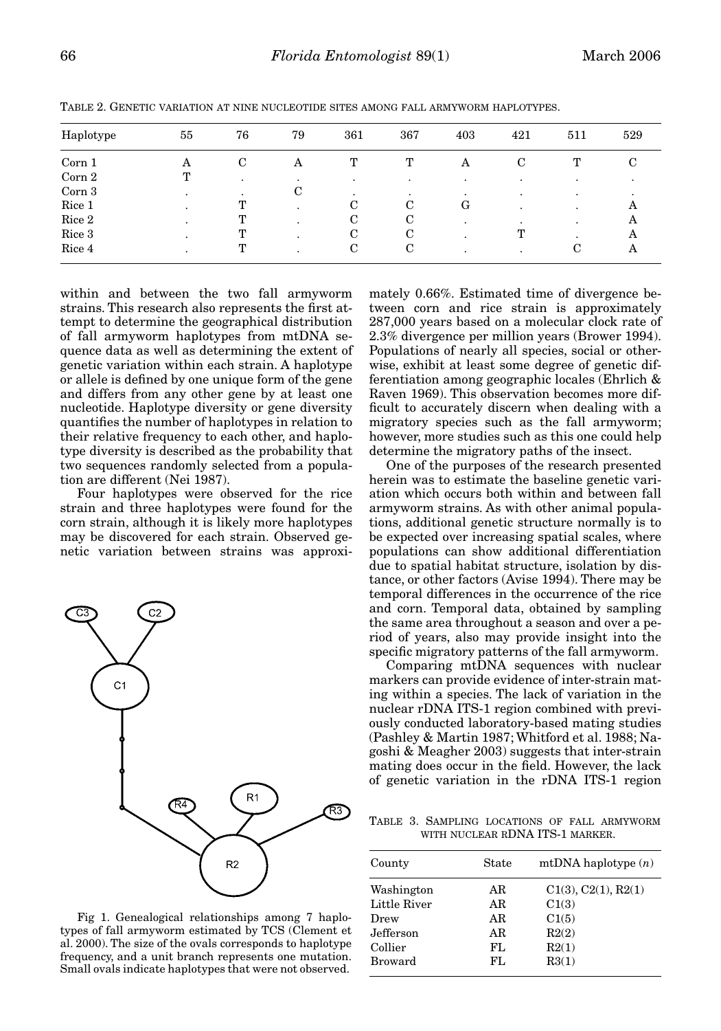TABLE 2. GENETIC VARIATION AT NINE NUCLEOTIDE SITES AMONG FALL ARMYWORM HAPLOTYPES.

| Haplotype | 55 | 76 | 79 | 361 | 367 | 403 | 421 | 511 | 529 |
|---|---|---|---|---|---|---|---|---|---|
| Corn 1 | A | C | A | T | T | A | C | T | C |
| Corn 2 | T | . | . | . | . | . | . | . | . |
| Corn 3 | . | . | C | . | . | . | . | . | . |
| Rice 1 | . | T | . | C | C | G | . | . | A |
| Rice 2 | . | T | . | C | C | . | . | . | A |
| Rice 3 | . | T | . | C | C | . | T | . | A |
| Rice 4 | . | T | . | C | C | . | . | C | A |

within and between the two fall armyworm strains. This research also represents the first attempt to determine the geographical distribution of fall armyworm haplotypes from mtDNA sequence data as well as determining the extent of genetic variation within each strain. A haplotype or allele is defined by one unique form of the gene and differs from any other gene by at least one nucleotide. Haplotype diversity or gene diversity quantifies the number of haplotypes in relation to their relative frequency to each other, and haplotype diversity is described as the probability that two sequences randomly selected from a population are different (Nei 1987).

Four haplotypes were observed for the rice strain and three haplotypes were found for the corn strain, although it is likely more haplotypes may be discovered for each strain. Observed genetic variation between strains was approximately 0.66%. Estimated time of divergence between corn and rice strain is approximately 287,000 years based on a molecular clock rate of 2.3% divergence per million years (Brower 1994). Populations of nearly all species, social or otherwise, exhibit at least some degree of genetic differentiation among geographic locales (Ehrlich & Raven 1969). This observation becomes more difficult to accurately discern when dealing with a migratory species such as the fall armyworm; however, more studies such as this one could help determine the migratory paths of the insect.

Fig 1. Genealogical relationships among 7 haplotypes of fall armyworm estimated by TCS (Clement et al. 2000). The size of the ovals corresponds to haplotype frequency, and a unit branch represents one mutation. Small ovals indicate haplotypes that were not observed.

One of the purposes of the research presented herein was to estimate the baseline genetic variation which occurs both within and between fall armyworm strains. As with other animal populations, additional genetic structure normally is to be expected over increasing spatial scales, where populations can show additional differentiation due to spatial habitat structure, isolation by distance, or other factors (Avise 1994). There may be temporal differences in the occurrence of the rice and corn. Temporal data, obtained by sampling the same area throughout a season and over a period of years, also may provide insight into the specific migratory patterns of the fall armyworm.

Comparing mtDNA sequences with nuclear markers can provide evidence of inter-strain mating within a species. The lack of variation in the nuclear rDNA ITS-1 region combined with previously conducted laboratory-based mating studies (Pashley & Martin 1987; Whitford et al. 1988; Nagoshi & Meagher 2003) suggests that inter-strain mating does occur in the field. However, the lack of genetic variation in the rDNA ITS-1 region

TABLE 3. SAMPLING LOCATIONS OF FALL ARMYWORM WITH NUCLEAR RDNA ITS-1 MARKER.

| County | State | mtDNA haplotype ($n$) |
|---|---|---|
| Washington | AR | C1(3), C2(1), R2(1) |
| Little River | AR | C1(3) |
| Drew | AR | C1(5) |
| Jefferson | AR | R2(2) |
| Collier | FL | R2(1) |
| Broward | FL | R3(1) |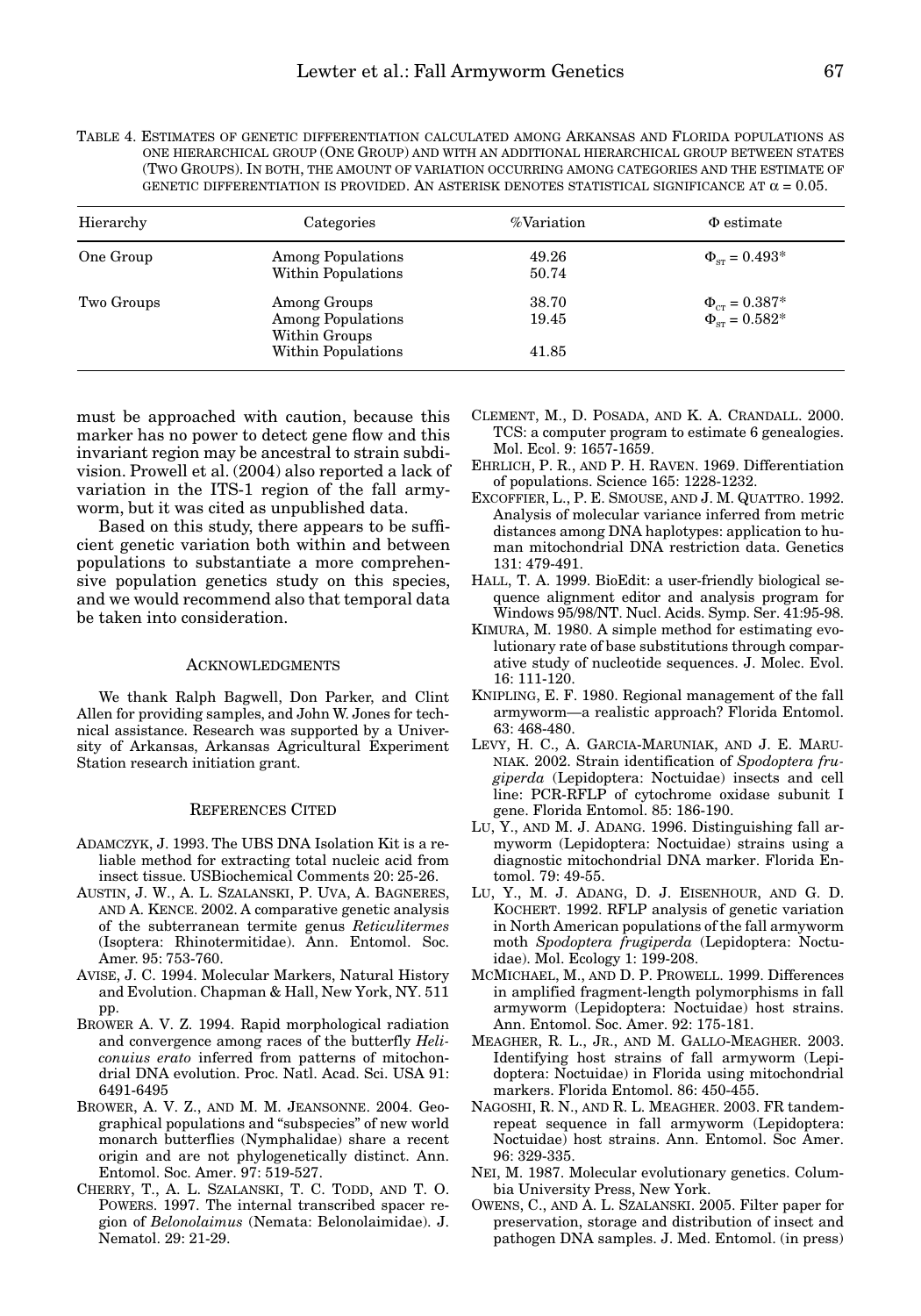TABLE 4. ESTIMATES OF GENETIC DIFFERENTIATION CALCULATED AMONG ARKANSAS AND FLORIDA POPULATIONS AS ONE HIERARCHICAL GROUP (ONE GROUP) AND WITH AN ADDITIONAL HIERARCHICAL GROUP BETWEEN STATES (TWO GROUPS). IN BOTH, THE AMOUNT OF VARIATION OCCURRING AMONG CATEGORIES AND THE ESTIMATE OF GENETIC DIFFERENTIATION IS PROVIDED. AN ASTERISK DENOTES STATISTICAL SIGNIFICANCE AT $\alpha = 0.05$.

| Hierarchy | Categories | %Variation | Φ estimate |
|---|---|---|---|
| One Group | Among Populations | 49.26 | $\Phi_{ST} = 0.493$* |
| | Within Populations | 50.74 | |
| Two Groups | Among Groups | 38.70 | $\Phi_{CT} = 0.387$* |
| | Among Populations Within Groups | 19.45 | $\Phi_{ST} = 0.582$* |
| | Within Populations | 41.85 | |

must be approached with caution, because this marker has no power to detect gene flow and this invariant region may be ancestral to strain subdivision. Prowell et al. (2004) also reported a lack of variation in the ITS-1 region of the fall armyworm, but it was cited as unpublished data.

Based on this study, there appears to be sufficient genetic variation both within and between populations to substantiate a more comprehensive population genetics study on this species, and we would recommend also that temporal data be taken into consideration.

## ACKNOWLEDGMENTS

We thank Ralph Bagwell, Don Parker, and Clint Allen for providing samples, and John W. Jones for technical assistance. Research was supported by a University of Arkansas, Arkansas Agricultural Experiment Station research initiation grant.

## REFERENCES CITED

ADAMCZYK, J. 1993. The UBS DNA Isolation Kit is a reliable method for extracting total nucleic acid from insect tissue. USBiochemical Comments 20: 25-26.

AUSTIN, J. W., A. L. SZALANSKI, P. UVA, A. BAGNERES, AND A. KENCE. 2002. A comparative genetic analysis of the subterranean termite genus *Reticulitermes* (Isoptera: Rhinotermitidae). Ann. Entomol. Soc. Amer. 95: 753-760.

AVISE, J. C. 1994. Molecular Markers, Natural History and Evolution. Chapman & Hall, New York, NY. 511 pp.

BROWER A. V. Z. 1994. Rapid morphological radiation and convergence among races of the butterfly *Heliconuius erato* inferred from patterns of mitochondrial DNA evolution. Proc. Natl. Acad. Sci. USA 91: 6491-6495

BROWER, A. V. Z., AND M. M. JEANSONNE. 2004. Geographical populations and "subspecies" of new world monarch butterflies (Nymphalidae) share a recent origin and are not phylogenetically distinct. Ann. Entomol. Soc. Amer. 97: 519-527.

CHERRY, T., A. L. SZALANSKI, T. C. TODD, AND T. O. POWERS. 1997. The internal transcribed spacer region of *Belonolaimus* (Nemata: Belonolaimidae). J. Nematol. 29: 21-29.

CLEMENT, M., D. POSADA, AND K. A. CRANDALL. 2000. TCS: a computer program to estimate 6 genealogies. Mol. Ecol. 9: 1657-1659.

EHRLICH, P. R., AND P. H. RAVEN. 1969. Differentiation of populations. Science 165: 1228-1232.

EXCOFFIER, L., P. E. SMOUSE, AND J. M. QUATTRO. 1992. Analysis of molecular variance inferred from metric distances among DNA haplotypes: application to human mitochondrial DNA restriction data. Genetics 131: 479-491.

HALL, T. A. 1999. BioEdit: a user-friendly biological sequence alignment editor and analysis program for Windows 95/98/NT. Nucl. Acids. Symp. Ser. 41:95-98.

KIMURA, M. 1980. A simple method for estimating evolutionary rate of base substitutions through comparative study of nucleotide sequences. J. Molec. Evol. 16: 111-120.

KNIPLING, E. F. 1980. Regional management of the fall armyworm—a realistic approach? Florida Entomol. 63: 468-480.

LEVY, H. C., A. GARCIA-MARUNIAK, AND J. E. MARUNIAK. 2002. Strain identification of *Spodoptera frugiperda* (Lepidoptera: Noctuidae) insects and cell line: PCR-RFLP of cytochrome oxidase subunit I gene. Florida Entomol. 85: 186-190.

LU, Y., AND M. J. ADANG. 1996. Distinguishing fall armyworm (Lepidoptera: Noctuidae) strains using a diagnostic mitochondrial DNA marker. Florida Entomol. 79: 49-55.

LU, Y., M. J. ADANG, D. J. EISENHOUR, AND G. D. KOCHERT. 1992. RFLP analysis of genetic variation in North American populations of the fall armyworm moth *Spodoptera frugiperda* (Lepidoptera: Noctuidae). Mol. Ecology 1: 199-208.

MCMICHAEL, M., AND D. P. PROWELL. 1999. Differences in amplified fragment-length polymorphisms in fall armyworm (Lepidoptera: Noctuidae) host strains. Ann. Entomol. Soc. Amer. 92: 175-181.

MEAGHER, R. L., JR., AND M. GALLO-MEAGHER. 2003. Identifying host strains of fall armyworm (Lepidoptera: Noctuidae) in Florida using mitochondrial markers. Florida Entomol. 86: 450-455.

NAGOSHI, R. N., AND R. L. MEAGHER. 2003. FR tandem-repeat sequence in fall armyworm (Lepidoptera: Noctuidae) host strains. Ann. Entomol. Soc Amer. 96: 329-335.

NEI, M. 1987. Molecular evolutionary genetics. Columbia University Press, New York.

OWENS, C., AND A. L. SZALANSKI. 2005. Filter paper for preservation, storage and distribution of insect and pathogen DNA samples. J. Med. Entomol. (in press)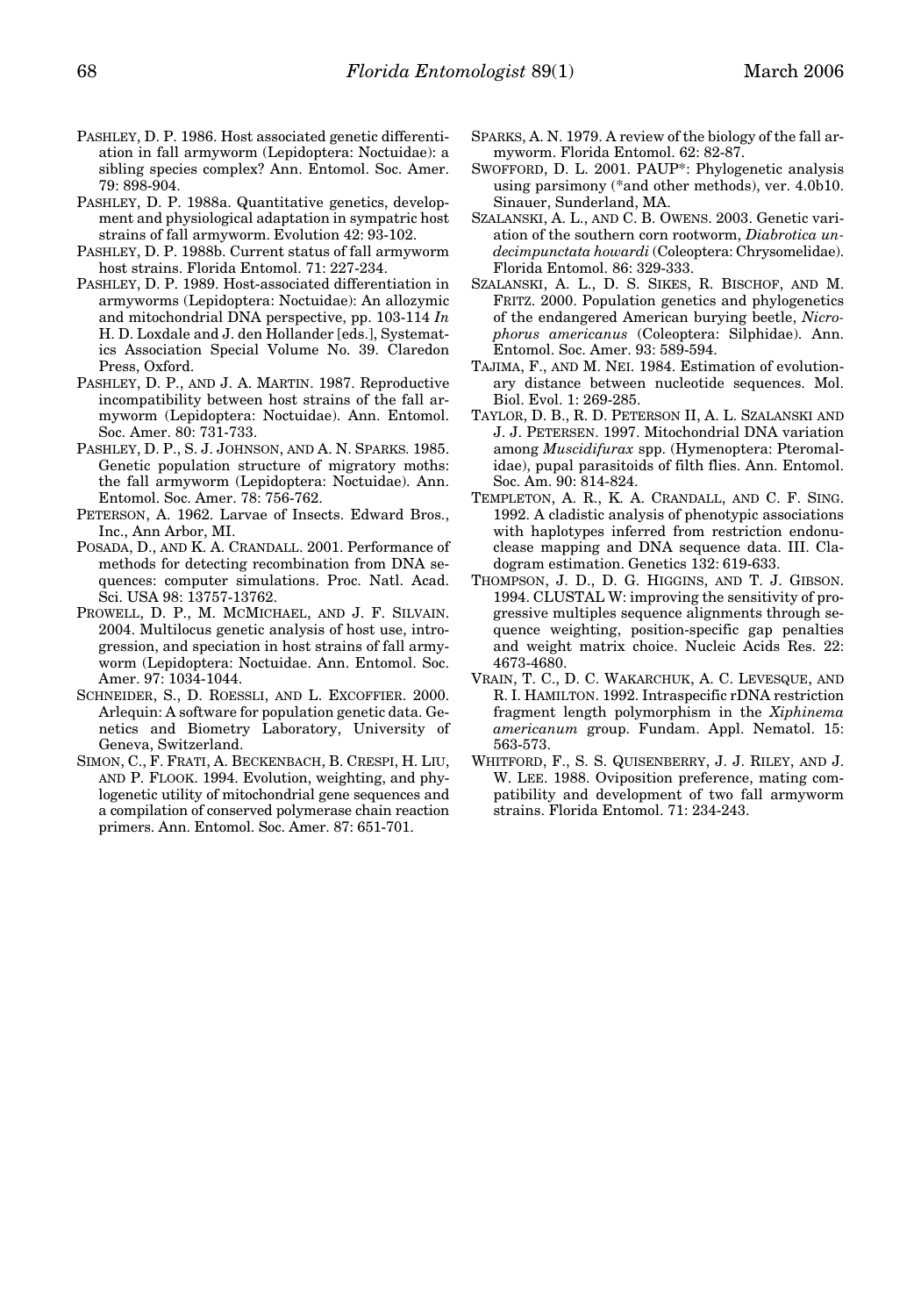PASHLEY, D. P. 1986. Host associated genetic differentiation in fall armyworm (Lepidoptera: Noctuidae): a sibling species complex? Ann. Entomol. Soc. Amer. 79: 898-904.

PASHLEY, D. P. 1988a. Quantitative genetics, development and physiological adaptation in sympatric host strains of fall armyworm. Evolution 42: 93-102.

PASHLEY, D. P. 1988b. Current status of fall armyworm host strains. Florida Entomol. 71: 227-234.

PASHLEY, D. P. 1989. Host-associated differentiation in armyworms (Lepidoptera: Noctuidae): An allozymic and mitochondrial DNA perspective, pp. 103-114 *In* H. D. Loxdale and J. den Hollander [eds.], Systematics Association Special Volume No. 39. Claredon Press, Oxford.

PASHLEY, D. P., AND J. A. MARTIN. 1987. Reproductive incompatibility between host strains of the fall armyworm (Lepidoptera: Noctuidae). Ann. Entomol. Soc. Amer. 80: 731-733.

PASHLEY, D. P., S. J. JOHNSON, AND A. N. SPARKS. 1985. Genetic population structure of migratory moths: the fall armyworm (Lepidoptera: Noctuidae). Ann. Entomol. Soc. Amer. 78: 756-762.

PETERSON, A. 1962. Larvae of Insects. Edward Bros., Inc., Ann Arbor, MI.

POSADA, D., AND K. A. CRANDALL. 2001. Performance of methods for detecting recombination from DNA sequences: computer simulations. Proc. Natl. Acad. Sci. USA 98: 13757-13762.

PROWELL, D. P., M. MCMICHAEL, AND J. F. SILVAIN. 2004. Multilocus genetic analysis of host use, introgression, and speciation in host strains of fall armyworm (Lepidoptera: Noctuidae. Ann. Entomol. Soc. Amer. 97: 1034-1044.

SCHNEIDER, S., D. ROESSLI, AND L. EXCOFFIER. 2000. Arlequin: A software for population genetic data. Genetics and Biometry Laboratory, University of Geneva, Switzerland.

SIMON, C., F. FRATI, A. BECKENBACH, B. CRESPI, H. LIU, AND P. FLOOK. 1994. Evolution, weighting, and phylogenetic utility of mitochondrial gene sequences and a compilation of conserved polymerase chain reaction primers. Ann. Entomol. Soc. Amer. 87: 651-701.

SPARKS, A. N. 1979. A review of the biology of the fall armyworm. Florida Entomol. 62: 82-87.

SWOFFORD, D. L. 2001. PAUP*: Phylogenetic analysis using parsimony (*and other methods), ver. 4.0b10. Sinauer, Sunderland, MA.

SZALANSKI, A. L., AND C. B. OWENS. 2003. Genetic variation of the southern corn rootworm, *Diabrotica undecimpunctata howardi* (Coleoptera: Chrysomelidae). Florida Entomol. 86: 329-333.

SZALANSKI, A. L., D. S. SIKES, R. BISCHOF, AND M. FRITZ. 2000. Population genetics and phylogenetics of the endangered American burying beetle, *Nicrophorus americanus* (Coleoptera: Silphidae). Ann. Entomol. Soc. Amer. 93: 589-594.

TAJIMA, F., AND M. NEI. 1984. Estimation of evolutionary distance between nucleotide sequences. Mol. Biol. Evol. 1: 269-285.

TAYLOR, D. B., R. D. PETERSON II, A. L. SZALANSKI AND J. J. PETERSEN. 1997. Mitochondrial DNA variation among *Muscidifurax* spp. (Hymenoptera: Pteromalidae), pupal parasitoids of filth flies. Ann. Entomol. Soc. Am. 90: 814-824.

TEMPLETON, A. R., K. A. CRANDALL, AND C. F. SING. 1992. A cladistic analysis of phenotypic associations with haplotypes inferred from restriction endonuclease mapping and DNA sequence data. III. Cladogram estimation. Genetics 132: 619-633.

THOMPSON, J. D., D. G. HIGGINS, AND T. J. GIBSON. 1994. CLUSTAL W: improving the sensitivity of progressive multiples sequence alignments through sequence weighting, position-specific gap penalties and weight matrix choice. Nucleic Acids Res. 22: 4673-4680.

VRAIN, T. C., D. C. WAKARCHUK, A. C. LEVESQUE, AND R. I. HAMILTON. 1992. Intraspecific rDNA restriction fragment length polymorphism in the *Xiphinema americanum* group. Fundam. Appl. Nematol. 15: 563-573.

WHITFORD, F., S. S. QUISENBERRY, J. J. RILEY, AND J. W. LEE. 1988. Oviposition preference, mating compatibility and development of two fall armyworm strains. Florida Entomol. 71: 234-243.